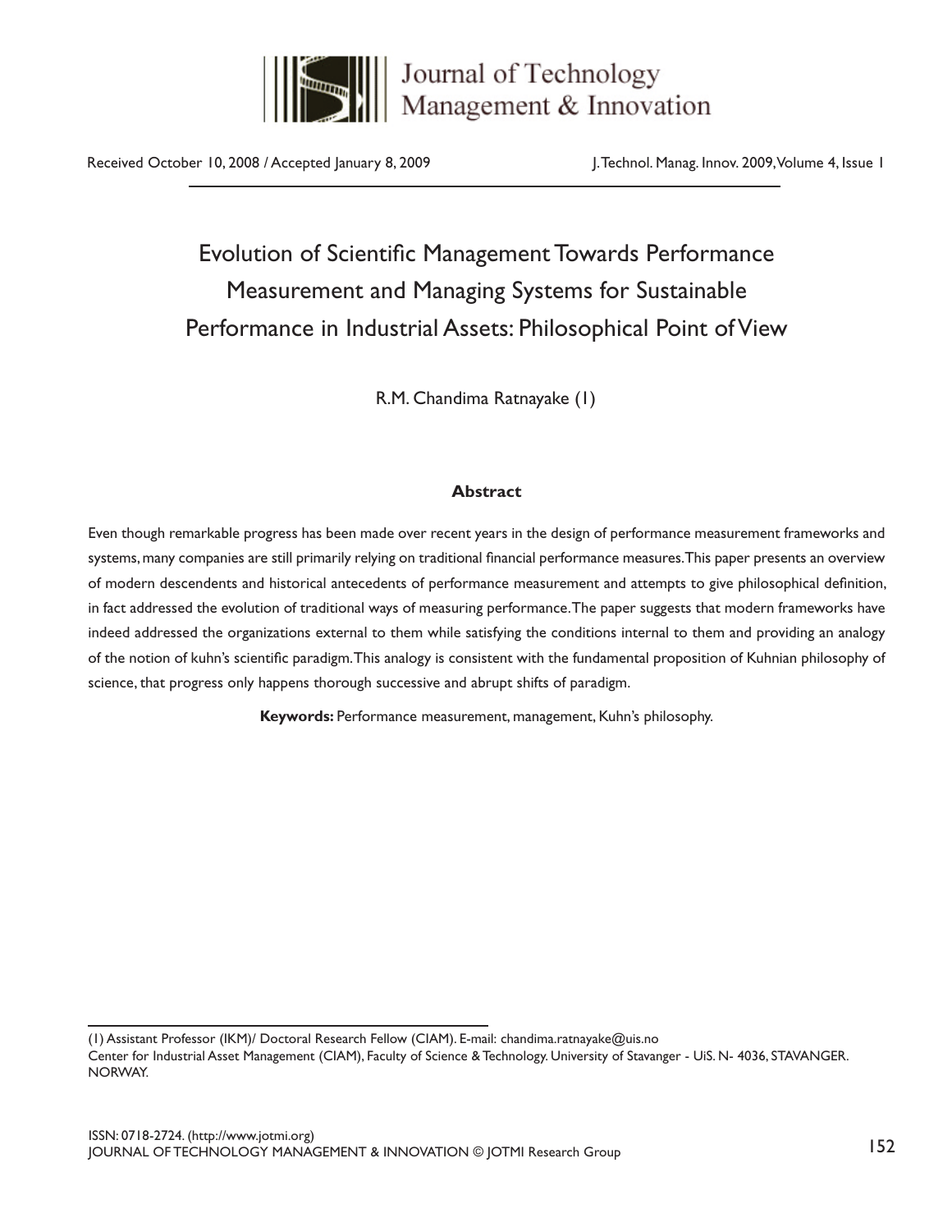Received October 10, 2008 / Accepted January 8, 2009

# Evolution of Scientific Management Towards Performance Measurement and Managing Systems for Sustainable Performance in Industrial Assets: Philosophical Point of View

R.M. Chandima Ratnayake (1)

### Abstract

Even though remarkable progress has been made over recent years in the design of performance measurement frameworks and systems, many companies are still primarily relying on traditional financial performance measures. This paper presents an overview of modern descendents and historical antecedents of performance measurement and attempts to give philosophical definition, in fact addressed the evolution of traditional ways of measuring performance. The paper suggests that modern frameworks have indeed addressed the organizations external to them while satisfying the conditions internal to them and providing an analogy of the notion of kuhn's scientific paradigm. This analogy is consistent with the fundamental proposition of Kuhnian philosophy of science, that progress only happens thorough successive and abrupt shifts of paradigm.

**Keywords:** Performance measurement, management, Kuhn's philosophy.

(1) Assistant Professor (IKM)/ Doctoral Research Fellow (CIAM). E-mail: chandima.ratnayake@uis.no
Center for Industrial Asset Management (CIAM), Faculty of Science & Technology. University of Stavanger - UiS. N- 4036, STAVANGER. NORWAY.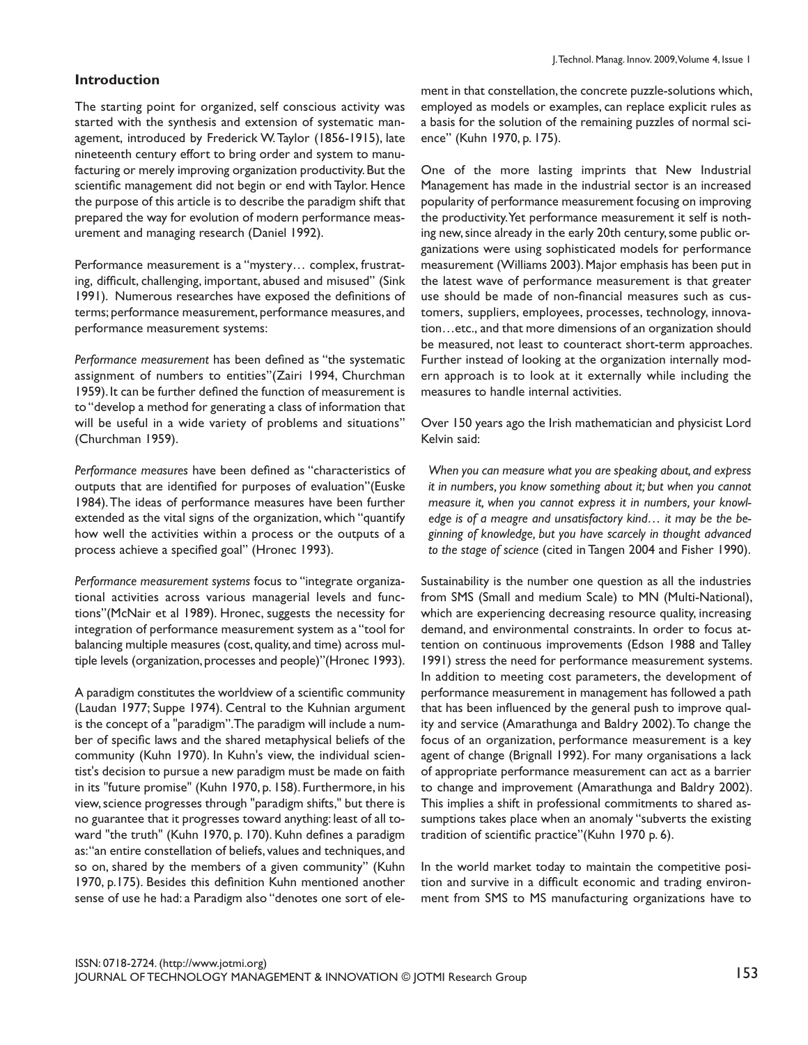## Introduction

The starting point for organized, self conscious activity was started with the synthesis and extension of systematic management, introduced by Frederick W. Taylor (1856-1915), late nineteenth century effort to bring order and system to manufacturing or merely improving organization productivity. But the scientific management did not begin or end with Taylor. Hence the purpose of this article is to describe the paradigm shift that prepared the way for evolution of modern performance measurement and managing research (Daniel 1992).

Performance measurement is a "mystery… complex, frustrating, difficult, challenging, important, abused and misused" (Sink 1991). Numerous researches have exposed the definitions of terms; performance measurement, performance measures, and performance measurement systems:

*Performance measurement* has been defined as "the systematic assignment of numbers to entities"(Zairi 1994, Churchman 1959). It can be further defined the function of measurement is to "develop a method for generating a class of information that will be useful in a wide variety of problems and situations" (Churchman 1959).

*Performance measures* have been defined as "characteristics of outputs that are identified for purposes of evaluation"(Euske 1984). The ideas of performance measures have been further extended as the vital signs of the organization, which "quantify how well the activities within a process or the outputs of a process achieve a specified goal" (Hronec 1993).

*Performance measurement systems* focus to "integrate organizational activities across various managerial levels and functions"(McNair et al 1989). Hronec, suggests the necessity for integration of performance measurement system as a "tool for balancing multiple measures (cost, quality, and time) across multiple levels (organization, processes and people)"(Hronec 1993).

A paradigm constitutes the worldview of a scientific community (Laudan 1977; Suppe 1974). Central to the Kuhnian argument is the concept of a "paradigm". The paradigm will include a number of specific laws and the shared metaphysical beliefs of the community (Kuhn 1970). In Kuhn's view, the individual scientist's decision to pursue a new paradigm must be made on faith in its "future promise" (Kuhn 1970, p. 158). Furthermore, in his view, science progresses through "paradigm shifts," but there is no guarantee that it progresses toward anything: least of all toward "the truth" (Kuhn 1970, p. 170). Kuhn defines a paradigm as: "an entire constellation of beliefs, values and techniques, and so on, shared by the members of a given community" (Kuhn 1970, p.175). Besides this definition Kuhn mentioned another sense of use he had: a Paradigm also "denotes one sort of element in that constellation, the concrete puzzle-solutions which, employed as models or examples, can replace explicit rules as a basis for the solution of the remaining puzzles of normal science" (Kuhn 1970, p. 175).

One of the more lasting imprints that New Industrial Management has made in the industrial sector is an increased popularity of performance measurement focusing on improving the productivity. Yet performance measurement it self is nothing new, since already in the early 20th century, some public organizations were using sophisticated models for performance measurement (Williams 2003). Major emphasis has been put in the latest wave of performance measurement is that greater use should be made of non-financial measures such as customers, suppliers, employees, processes, technology, innovation…etc., and that more dimensions of an organization should be measured, not least to counteract short-term approaches. Further instead of looking at the organization internally modern approach is to look at it externally while including the measures to handle internal activities.

Over 150 years ago the Irish mathematician and physicist Lord Kelvin said:

> *When you can measure what you are speaking about, and express it in numbers, you know something about it; but when you cannot measure it, when you cannot express it in numbers, your knowledge is of a meagre and unsatisfactory kind… it may be the beginning of knowledge, but you have scarcely in thought advanced to the stage of science* (cited in Tangen 2004 and Fisher 1990).

Sustainability is the number one question as all the industries from SMS (Small and medium Scale) to MN (Multi-National), which are experiencing decreasing resource quality, increasing demand, and environmental constraints. In order to focus attention on continuous improvements (Edson 1988 and Talley 1991) stress the need for performance measurement systems. In addition to meeting cost parameters, the development of performance measurement in management has followed a path that has been influenced by the general push to improve quality and service (Amarathunga and Baldry 2002). To change the focus of an organization, performance measurement is a key agent of change (Brignall 1992). For many organisations a lack of appropriate performance measurement can act as a barrier to change and improvement (Amarathunga and Baldry 2002). This implies a shift in professional commitments to shared assumptions takes place when an anomaly "subverts the existing tradition of scientific practice"(Kuhn 1970 p. 6).

In the world market today to maintain the competitive position and survive in a difficult economic and trading environment from SMS to MS manufacturing organizations have to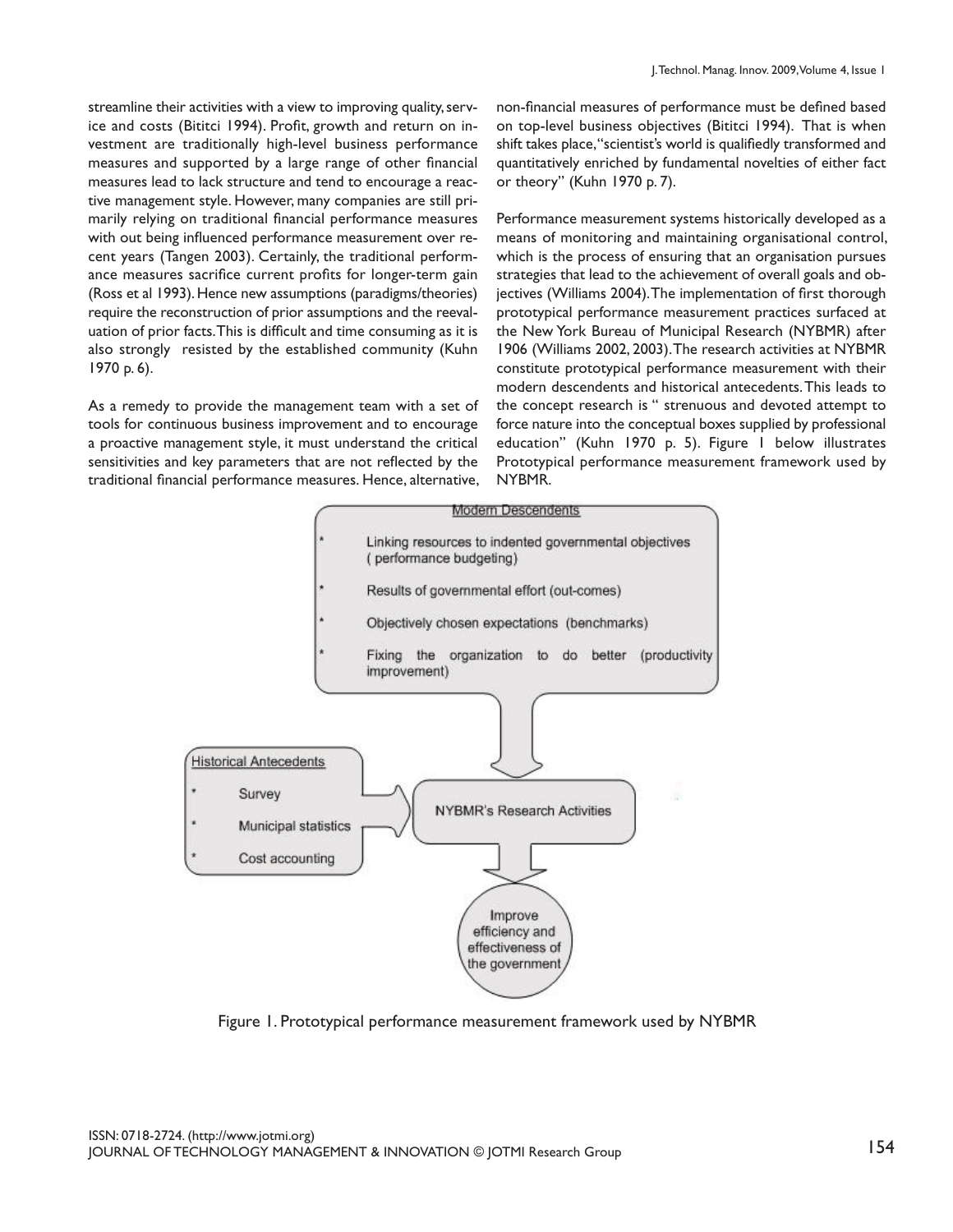streamline their activities with a view to improving quality, service and costs (Bititci 1994). Profit, growth and return on investment are traditionally high-level business performance measures and supported by a large range of other financial measures lead to lack structure and tend to encourage a reactive management style. However, many companies are still primarily relying on traditional financial performance measures with out being influenced performance measurement over recent years (Tangen 2003). Certainly, the traditional performance measures sacrifice current profits for longer-term gain (Ross et al 1993). Hence new assumptions (paradigms/theories) require the reconstruction of prior assumptions and the reevaluation of prior facts. This is difficult and time consuming as it is also strongly resisted by the established community (Kuhn 1970 p. 6).

As a remedy to provide the management team with a set of tools for continuous business improvement and to encourage a proactive management style, it must understand the critical sensitivities and key parameters that are not reflected by the traditional financial performance measures. Hence, alternative, non-financial measures of performance must be defined based on top-level business objectives (Bititci 1994). That is when shift takes place, "scientist's world is qualifiedly transformed and quantitatively enriched by fundamental novelties of either fact or theory" (Kuhn 1970 p. 7).

Performance measurement systems historically developed as a means of monitoring and maintaining organisational control, which is the process of ensuring that an organisation pursues strategies that lead to the achievement of overall goals and objectives (Williams 2004). The implementation of first thorough prototypical performance measurement practices surfaced at the New York Bureau of Municipal Research (NYBMR) after 1906 (Williams 2002, 2003). The research activities at NYBMR constitute prototypical performance measurement with their modern descendents and historical antecedents. This leads to the concept research is " strenuous and devoted attempt to force nature into the conceptual boxes supplied by professional education" (Kuhn 1970 p. 5). Figure 1 below illustrates Prototypical performance measurement framework used by NYBMR.

Modern Descendents

* Linking resources to indented governmental objectives ( performance budgeting)
* Results of governmental effort (out-comes)
* Objectively chosen expectations (benchmarks)
* Fixing the organization to do better (productivity improvement)

Historical Antecedents

* Survey
* Municipal statistics
* Cost accounting

NYBMR's Research Activities

Improve efficiency and effectiveness of the government

Figure 1. Prototypical performance measurement framework used by NYBMR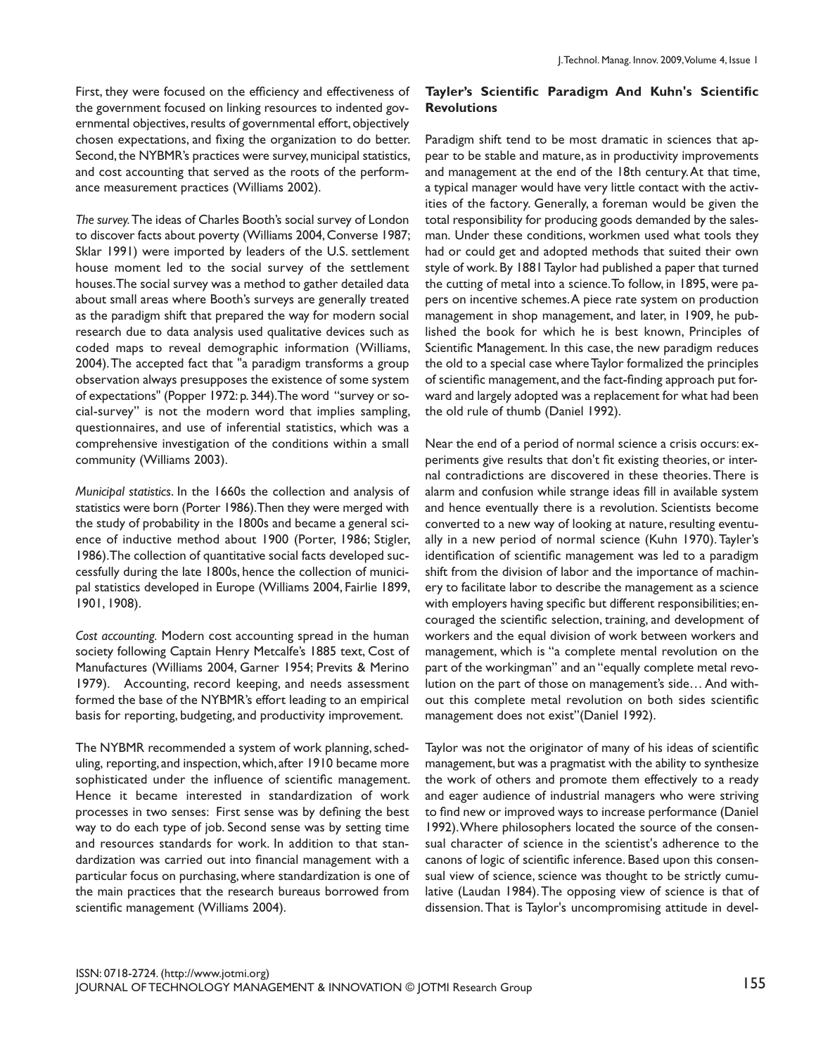First, they were focused on the efficiency and effectiveness of the government focused on linking resources to indented governmental objectives, results of governmental effort, objectively chosen expectations, and fixing the organization to do better. Second, the NYBMR's practices were survey, municipal statistics, and cost accounting that served as the roots of the performance measurement practices (Williams 2002).

*The survey.* The ideas of Charles Booth's social survey of London to discover facts about poverty (Williams 2004, Converse 1987; Sklar 1991) were imported by leaders of the U.S. settlement house moment led to the social survey of the settlement houses. The social survey was a method to gather detailed data about small areas where Booth's surveys are generally treated as the paradigm shift that prepared the way for modern social research due to data analysis used qualitative devices such as coded maps to reveal demographic information (Williams, 2004). The accepted fact that "a paradigm transforms a group observation always presupposes the existence of some system of expectations" (Popper 1972: p. 344). The word "survey or social-survey" is not the modern word that implies sampling, questionnaires, and use of inferential statistics, which was a comprehensive investigation of the conditions within a small community (Williams 2003).

*Municipal statistics*. In the 1660s the collection and analysis of statistics were born (Porter 1986). Then they were merged with the study of probability in the 1800s and became a general science of inductive method about 1900 (Porter, 1986; Stigler, 1986). The collection of quantitative social facts developed successfully during the late 1800s, hence the collection of municipal statistics developed in Europe (Williams 2004, Fairlie 1899, 1901, 1908).

*Cost accounting.* Modern cost accounting spread in the human society following Captain Henry Metcalfe's 1885 text, Cost of Manufactures (Williams 2004, Garner 1954; Previts & Merino 1979). Accounting, record keeping, and needs assessment formed the base of the NYBMR's effort leading to an empirical basis for reporting, budgeting, and productivity improvement.

The NYBMR recommended a system of work planning, scheduling, reporting, and inspection, which, after 1910 became more sophisticated under the influence of scientific management. Hence it became interested in standardization of work processes in two senses: First sense was by defining the best way to do each type of job. Second sense was by setting time and resources standards for work. In addition to that standardization was carried out into financial management with a particular focus on purchasing, where standardization is one of the main practices that the research bureaus borrowed from scientific management (Williams 2004).

### Tayler's Scientific Paradigm And Kuhn's Scientific Revolutions

Paradigm shift tend to be most dramatic in sciences that appear to be stable and mature, as in productivity improvements and management at the end of the 18th century. At that time, a typical manager would have very little contact with the activities of the factory. Generally, a foreman would be given the total responsibility for producing goods demanded by the salesman. Under these conditions, workmen used what tools they had or could get and adopted methods that suited their own style of work. By 1881 Taylor had published a paper that turned the cutting of metal into a science. To follow, in 1895, were papers on incentive schemes. A piece rate system on production management in shop management, and later, in 1909, he published the book for which he is best known, Principles of Scientific Management. In this case, the new paradigm reduces the old to a special case where Taylor formalized the principles of scientific management, and the fact-finding approach put forward and largely adopted was a replacement for what had been the old rule of thumb (Daniel 1992).

Near the end of a period of normal science a crisis occurs: experiments give results that don't fit existing theories, or internal contradictions are discovered in these theories. There is alarm and confusion while strange ideas fill in available system and hence eventually there is a revolution. Scientists become converted to a new way of looking at nature, resulting eventually in a new period of normal science (Kuhn 1970). Tayler's identification of scientific management was led to a paradigm shift from the division of labor and the importance of machinery to facilitate labor to describe the management as a science with employers having specific but different responsibilities; encouraged the scientific selection, training, and development of workers and the equal division of work between workers and management, which is "a complete mental revolution on the part of the workingman" and an "equally complete metal revolution on the part of those on management's side… And without this complete metal revolution on both sides scientific management does not exist"(Daniel 1992).

Taylor was not the originator of many of his ideas of scientific management, but was a pragmatist with the ability to synthesize the work of others and promote them effectively to a ready and eager audience of industrial managers who were striving to find new or improved ways to increase performance (Daniel 1992). Where philosophers located the source of the consensual character of science in the scientist's adherence to the canons of logic of scientific inference. Based upon this consensual view of science, science was thought to be strictly cumulative (Laudan 1984). The opposing view of science is that of dissension. That is Taylor's uncompromising attitude in devel-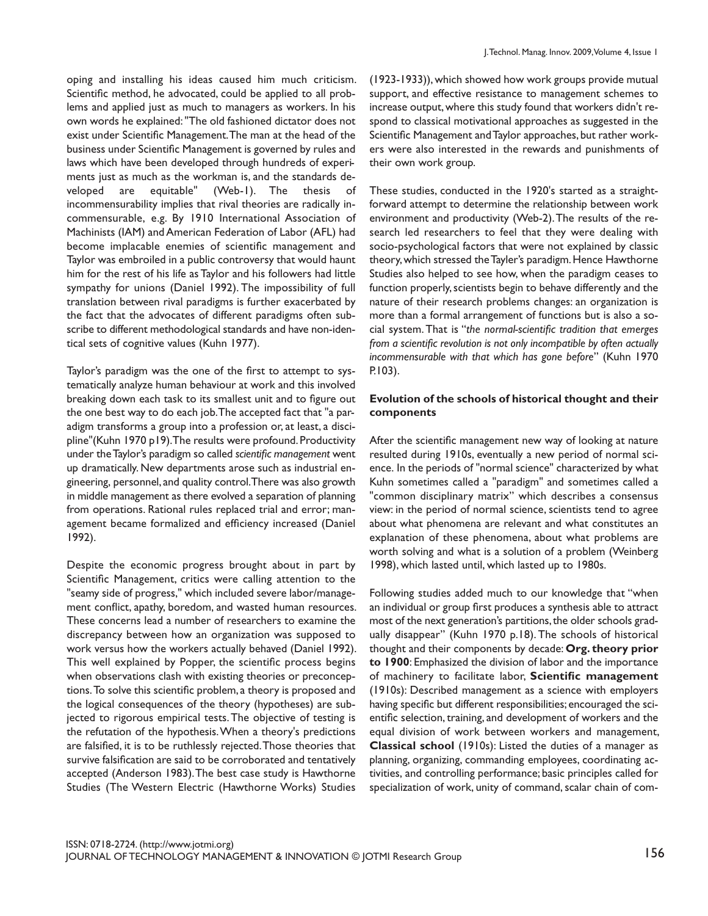oping and installing his ideas caused him much criticism. Scientific method, he advocated, could be applied to all problems and applied just as much to managers as workers. In his own words he explained: "The old fashioned dictator does not exist under Scientific Management. The man at the head of the business under Scientific Management is governed by rules and laws which have been developed through hundreds of experiments just as much as the workman is, and the standards developed are equitable" (Web-1). The thesis of incommensurability implies that rival theories are radically incommensurable, e.g. By 1910 International Association of Machinists (IAM) and American Federation of Labor (AFL) had become implacable enemies of scientific management and Taylor was embroiled in a public controversy that would haunt him for the rest of his life as Taylor and his followers had little sympathy for unions (Daniel 1992). The impossibility of full translation between rival paradigms is further exacerbated by the fact that the advocates of different paradigms often subscribe to different methodological standards and have non-identical sets of cognitive values (Kuhn 1977).

Taylor's paradigm was the one of the first to attempt to systematically analyze human behaviour at work and this involved breaking down each task to its smallest unit and to figure out the one best way to do each job. The accepted fact that "a paradigm transforms a group into a profession or, at least, a discipline"(Kuhn 1970 p19). The results were profound. Productivity under the Taylor's paradigm so called *scientific management* went up dramatically. New departments arose such as industrial engineering, personnel, and quality control. There was also growth in middle management as there evolved a separation of planning from operations. Rational rules replaced trial and error; management became formalized and efficiency increased (Daniel 1992).

Despite the economic progress brought about in part by Scientific Management, critics were calling attention to the "seamy side of progress," which included severe labor/management conflict, apathy, boredom, and wasted human resources. These concerns lead a number of researchers to examine the discrepancy between how an organization was supposed to work versus how the workers actually behaved (Daniel 1992). This well explained by Popper, the scientific process begins when observations clash with existing theories or preconceptions. To solve this scientific problem, a theory is proposed and the logical consequences of the theory (hypotheses) are subjected to rigorous empirical tests. The objective of testing is the refutation of the hypothesis. When a theory's predictions are falsified, it is to be ruthlessly rejected. Those theories that survive falsification are said to be corroborated and tentatively accepted (Anderson 1983). The best case study is Hawthorne Studies (The Western Electric (Hawthorne Works) Studies (1923-1933)), which showed how work groups provide mutual support, and effective resistance to management schemes to increase output, where this study found that workers didn't respond to classical motivational approaches as suggested in the Scientific Management and Taylor approaches, but rather workers were also interested in the rewards and punishments of their own work group.

These studies, conducted in the 1920's started as a straightforward attempt to determine the relationship between work environment and productivity (Web-2). The results of the research led researchers to feel that they were dealing with socio-psychological factors that were not explained by classic theory, which stressed the Tayler's paradigm. Hence Hawthorne Studies also helped to see how, when the paradigm ceases to function properly, scientists begin to behave differently and the nature of their research problems changes: an organization is more than a formal arrangement of functions but is also a social system. That is "*the normal-scientific tradition that emerges from a scientific revolution is not only incompatible by often actually incommensurable with that which has gone before*" (Kuhn 1970 P.103).

### Evolution of the schools of historical thought and their components

After the scientific management new way of looking at nature resulted during 1910s, eventually a new period of normal science. In the periods of "normal science" characterized by what Kuhn sometimes called a "paradigm" and sometimes called a "common disciplinary matrix" which describes a consensus view: in the period of normal science, scientists tend to agree about what phenomena are relevant and what constitutes an explanation of these phenomena, about what problems are worth solving and what is a solution of a problem (Weinberg 1998), which lasted until, which lasted up to 1980s.

Following studies added much to our knowledge that "when an individual or group first produces a synthesis able to attract most of the next generation's partitions, the older schools gradually disappear" (Kuhn 1970 p.18). The schools of historical thought and their components by decade: **Org. theory prior to 1900**: Emphasized the division of labor and the importance of machinery to facilitate labor, **Scientific management** (1910s): Described management as a science with employers having specific but different responsibilities; encouraged the scientific selection, training, and development of workers and the equal division of work between workers and management, **Classical school** (1910s): Listed the duties of a manager as planning, organizing, commanding employees, coordinating activities, and controlling performance; basic principles called for specialization of work, unity of command, scalar chain of com-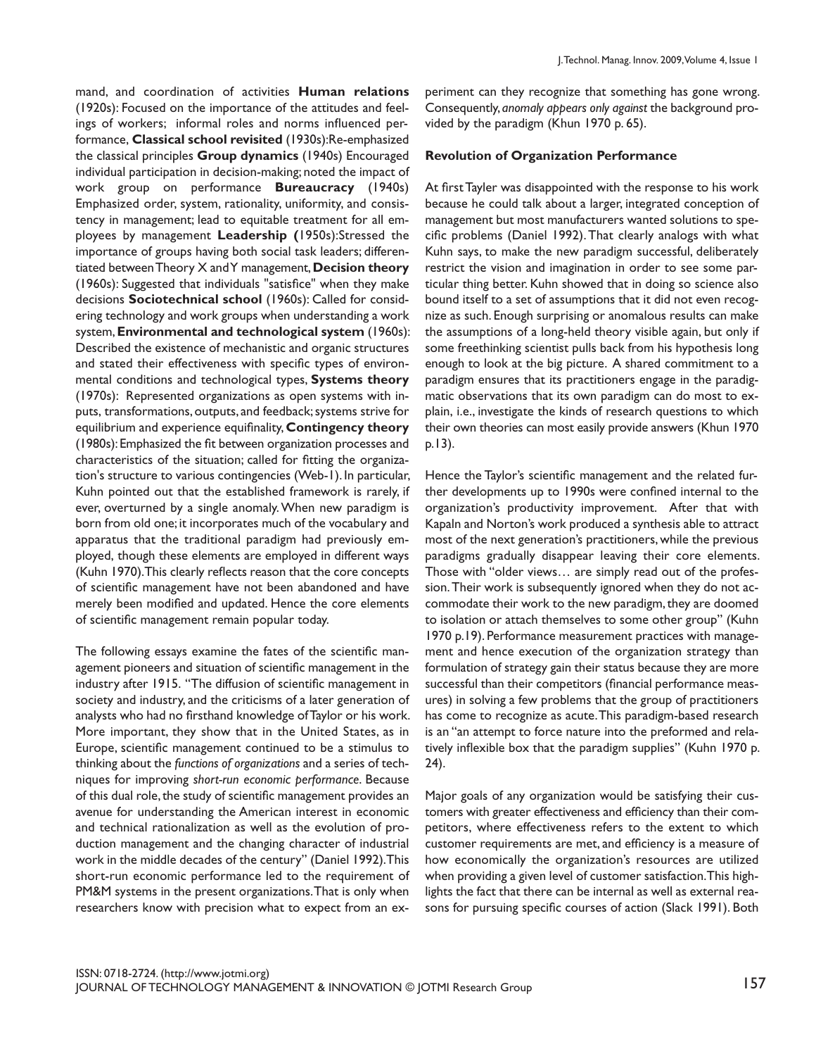mand, and coordination of activities **Human relations** (1920s): Focused on the importance of the attitudes and feelings of workers; informal roles and norms influenced performance, **Classical school revisited** (1930s):Re-emphasized the classical principles **Group dynamics** (1940s) Encouraged individual participation in decision-making; noted the impact of work group on performance **Bureaucracy** (1940s) Emphasized order, system, rationality, uniformity, and consistency in management; lead to equitable treatment for all employees by management **Leadership (**1950s):Stressed the importance of groups having both social task leaders; differentiated between Theory X and Y management, **Decision theory** (1960s): Suggested that individuals "satisfice" when they make decisions **Sociotechnical school** (1960s): Called for considering technology and work groups when understanding a work system, **Environmental and technological system** (1960s): Described the existence of mechanistic and organic structures and stated their effectiveness with specific types of environmental conditions and technological types, **Systems theory** (1970s): Represented organizations as open systems with inputs, transformations, outputs, and feedback; systems strive for equilibrium and experience equifinality, **Contingency theory** (1980s): Emphasized the fit between organization processes and characteristics of the situation; called for fitting the organization's structure to various contingencies (Web-1). In particular, Kuhn pointed out that the established framework is rarely, if ever, overturned by a single anomaly. When new paradigm is born from old one; it incorporates much of the vocabulary and apparatus that the traditional paradigm had previously employed, though these elements are employed in different ways (Kuhn 1970). This clearly reflects reason that the core concepts of scientific management have not been abandoned and have merely been modified and updated. Hence the core elements of scientific management remain popular today.

The following essays examine the fates of the scientific management pioneers and situation of scientific management in the industry after 1915. "The diffusion of scientific management in society and industry, and the criticisms of a later generation of analysts who had no firsthand knowledge of Taylor or his work. More important, they show that in the United States, as in Europe, scientific management continued to be a stimulus to thinking about the *functions of organizations* and a series of techniques for improving *short-run economic performance*. Because of this dual role, the study of scientific management provides an avenue for understanding the American interest in economic and technical rationalization as well as the evolution of production management and the changing character of industrial work in the middle decades of the century" (Daniel 1992). This short-run economic performance led to the requirement of PM&M systems in the present organizations. That is only when researchers know with precision what to expect from an experiment can they recognize that something has gone wrong. Consequently, *anomaly appears only against* the background provided by the paradigm (Khun 1970 p. 65).

## Revolution of Organization Performance

At first Tayler was disappointed with the response to his work because he could talk about a larger, integrated conception of management but most manufacturers wanted solutions to specific problems (Daniel 1992). That clearly analogs with what Kuhn says, to make the new paradigm successful, deliberately restrict the vision and imagination in order to see some particular thing better. Kuhn showed that in doing so science also bound itself to a set of assumptions that it did not even recognize as such. Enough surprising or anomalous results can make the assumptions of a long-held theory visible again, but only if some freethinking scientist pulls back from his hypothesis long enough to look at the big picture. A shared commitment to a paradigm ensures that its practitioners engage in the paradigmatic observations that its own paradigm can do most to explain, i.e., investigate the kinds of research questions to which their own theories can most easily provide answers (Khun 1970 p.13).

Hence the Taylor's scientific management and the related further developments up to 1990s were confined internal to the organization's productivity improvement. After that with Kapaln and Norton's work produced a synthesis able to attract most of the next generation's practitioners, while the previous paradigms gradually disappear leaving their core elements. Those with "older views… are simply read out of the profession. Their work is subsequently ignored when they do not accommodate their work to the new paradigm, they are doomed to isolation or attach themselves to some other group" (Kuhn 1970 p.19). Performance measurement practices with management and hence execution of the organization strategy than formulation of strategy gain their status because they are more successful than their competitors (financial performance measures) in solving a few problems that the group of practitioners has come to recognize as acute. This paradigm-based research is an "an attempt to force nature into the preformed and relatively inflexible box that the paradigm supplies" (Kuhn 1970 p. 24).

Major goals of any organization would be satisfying their customers with greater effectiveness and efficiency than their competitors, where effectiveness refers to the extent to which customer requirements are met, and efficiency is a measure of how economically the organization's resources are utilized when providing a given level of customer satisfaction. This highlights the fact that there can be internal as well as external reasons for pursuing specific courses of action (Slack 1991). Both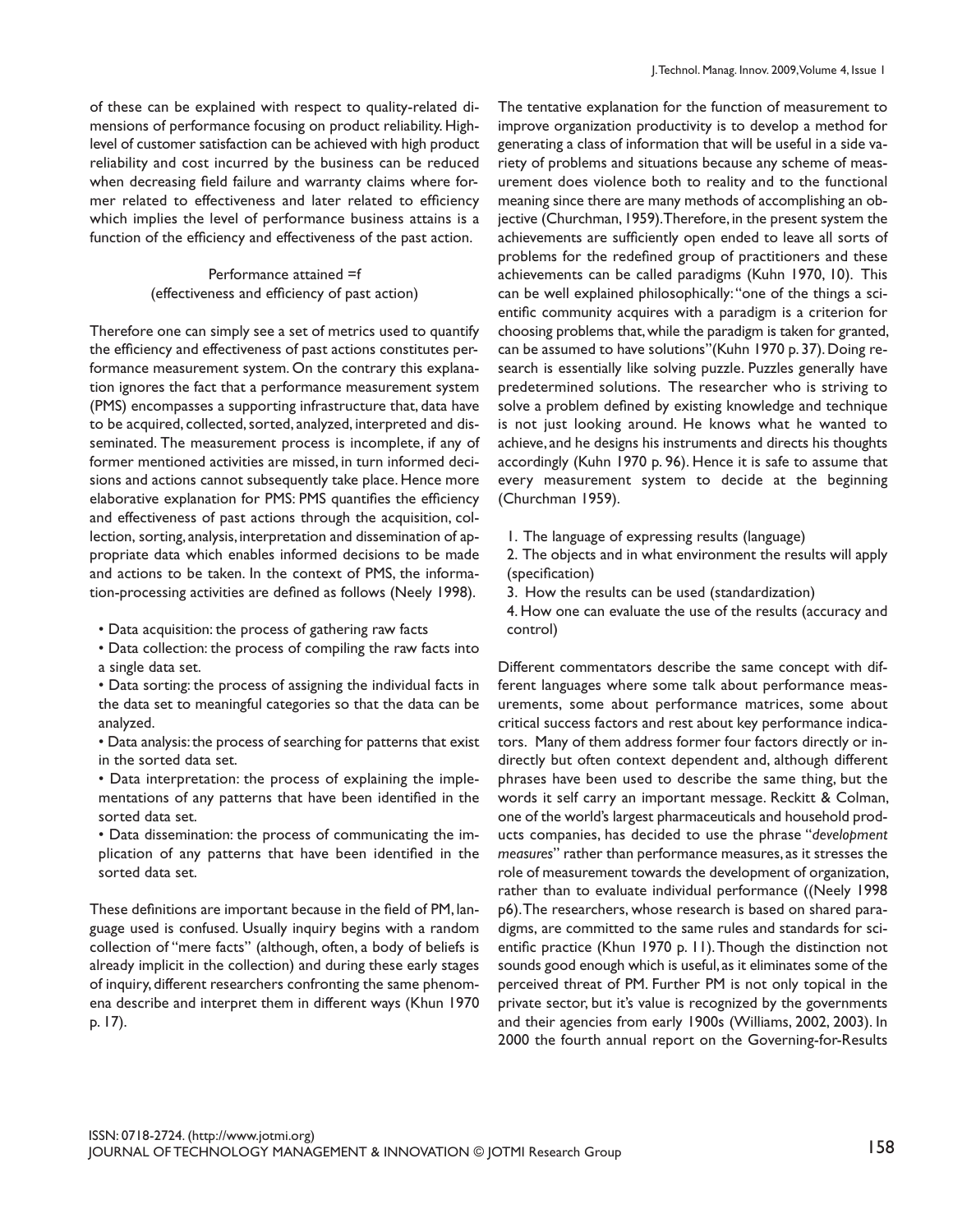of these can be explained with respect to quality-related dimensions of performance focusing on product reliability. High-level of customer satisfaction can be achieved with high product reliability and cost incurred by the business can be reduced when decreasing field failure and warranty claims where former related to effectiveness and later related to efficiency which implies the level of performance business attains is a function of the efficiency and effectiveness of the past action.

Performance attained =f
(effectiveness and efficiency of past action)

Therefore one can simply see a set of metrics used to quantify the efficiency and effectiveness of past actions constitutes performance measurement system. On the contrary this explanation ignores the fact that a performance measurement system (PMS) encompasses a supporting infrastructure that, data have to be acquired, collected, sorted, analyzed, interpreted and disseminated. The measurement process is incomplete, if any of former mentioned activities are missed, in turn informed decisions and actions cannot subsequently take place. Hence more elaborative explanation for PMS: PMS quantifies the efficiency and effectiveness of past actions through the acquisition, collection, sorting, analysis, interpretation and dissemination of appropriate data which enables informed decisions to be made and actions to be taken. In the context of PMS, the information-processing activities are defined as follows (Neely 1998).

- Data acquisition: the process of gathering raw facts
- Data collection: the process of compiling the raw facts into a single data set.
- Data sorting: the process of assigning the individual facts in the data set to meaningful categories so that the data can be analyzed.
- Data analysis: the process of searching for patterns that exist in the sorted data set.
- Data interpretation: the process of explaining the implementations of any patterns that have been identified in the sorted data set.
- Data dissemination: the process of communicating the implication of any patterns that have been identified in the sorted data set.

These definitions are important because in the field of PM, language used is confused. Usually inquiry begins with a random collection of "mere facts" (although, often, a body of beliefs is already implicit in the collection) and during these early stages of inquiry, different researchers confronting the same phenomena describe and interpret them in different ways (Khun 1970 p. 17).

The tentative explanation for the function of measurement to improve organization productivity is to develop a method for generating a class of information that will be useful in a side variety of problems and situations because any scheme of measurement does violence both to reality and to the functional meaning since there are many methods of accomplishing an objective (Churchman, 1959). Therefore, in the present system the achievements are sufficiently open ended to leave all sorts of problems for the redefined group of practitioners and these achievements can be called paradigms (Kuhn 1970, 10). This can be well explained philosophically: "one of the things a scientific community acquires with a paradigm is a criterion for choosing problems that, while the paradigm is taken for granted, can be assumed to have solutions"(Kuhn 1970 p. 37). Doing research is essentially like solving puzzle. Puzzles generally have predetermined solutions. The researcher who is striving to solve a problem defined by existing knowledge and technique is not just looking around. He knows what he wanted to achieve, and he designs his instruments and directs his thoughts accordingly (Kuhn 1970 p. 96). Hence it is safe to assume that every measurement system to decide at the beginning (Churchman 1959).

1. The language of expressing results (language)
2. The objects and in what environment the results will apply (specification)
3. How the results can be used (standardization)
4. How one can evaluate the use of the results (accuracy and control)

Different commentators describe the same concept with different languages where some talk about performance measurements, some about performance matrices, some about critical success factors and rest about key performance indicators. Many of them address former four factors directly or indirectly but often context dependent and, although different phrases have been used to describe the same thing, but the words it self carry an important message. Reckitt & Colman, one of the world's largest pharmaceuticals and household products companies, has decided to use the phrase "*development measures*" rather than performance measures, as it stresses the role of measurement towards the development of organization, rather than to evaluate individual performance ((Neely 1998 p6). The researchers, whose research is based on shared paradigms, are committed to the same rules and standards for scientific practice (Khun 1970 p. 11). Though the distinction not sounds good enough which is useful, as it eliminates some of the perceived threat of PM. Further PM is not only topical in the private sector, but it's value is recognized by the governments and their agencies from early 1900s (Williams, 2002, 2003). In 2000 the fourth annual report on the Governing-for-Results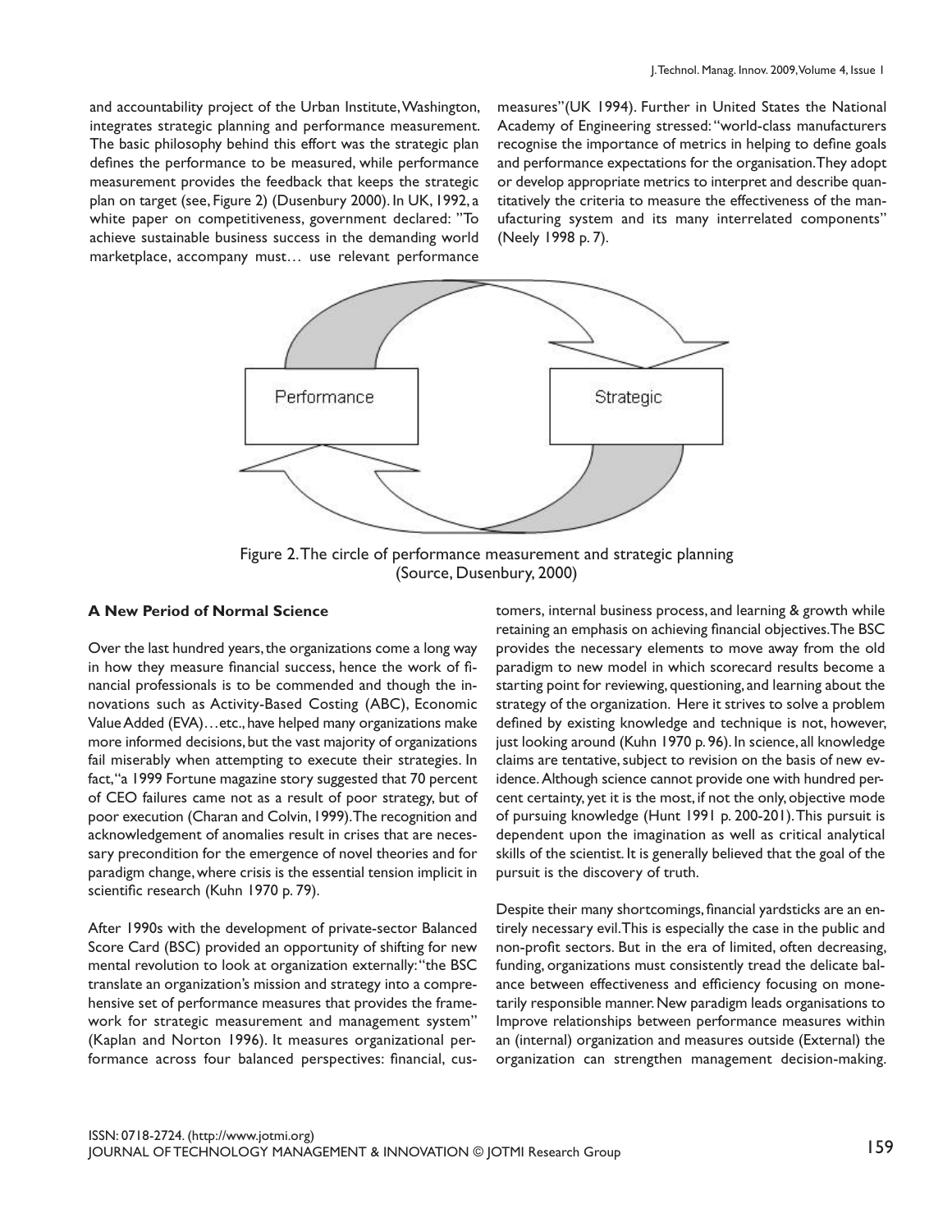and accountability project of the Urban Institute, Washington, integrates strategic planning and performance measurement. The basic philosophy behind this effort was the strategic plan defines the performance to be measured, while performance measurement provides the feedback that keeps the strategic plan on target (see, Figure 2) (Dusenbury 2000). In UK, 1992, a white paper on competitiveness, government declared: "To achieve sustainable business success in the demanding world marketplace, accompany must… use relevant performance measures"(UK 1994). Further in United States the National Academy of Engineering stressed: "world-class manufacturers recognise the importance of metrics in helping to define goals and performance expectations for the organisation. They adopt or develop appropriate metrics to interpret and describe quantitatively the criteria to measure the effectiveness of the manufacturing system and its many interrelated components" (Neely 1998 p. 7).

Performance

Strategic

Figure 2. The circle of performance measurement and strategic planning (Source, Dusenbury, 2000)

**A New Period of Normal Science**

Over the last hundred years, the organizations come a long way in how they measure financial success, hence the work of financial professionals is to be commended and though the innovations such as Activity-Based Costing (ABC), Economic Value Added (EVA)…etc., have helped many organizations make more informed decisions, but the vast majority of organizations fail miserably when attempting to execute their strategies. In fact, "a 1999 Fortune magazine story suggested that 70 percent of CEO failures came not as a result of poor strategy, but of poor execution (Charan and Colvin, 1999). The recognition and acknowledgement of anomalies result in crises that are necessary precondition for the emergence of novel theories and for paradigm change, where crisis is the essential tension implicit in scientific research (Kuhn 1970 p. 79).

After 1990s with the development of private-sector Balanced Score Card (BSC) provided an opportunity of shifting for new mental revolution to look at organization externally: "the BSC translate an organization's mission and strategy into a comprehensive set of performance measures that provides the framework for strategic measurement and management system" (Kaplan and Norton 1996). It measures organizational performance across four balanced perspectives: financial, customers, internal business process, and learning & growth while retaining an emphasis on achieving financial objectives. The BSC provides the necessary elements to move away from the old paradigm to new model in which scorecard results become a starting point for reviewing, questioning, and learning about the strategy of the organization. Here it strives to solve a problem defined by existing knowledge and technique is not, however, just looking around (Kuhn 1970 p. 96). In science, all knowledge claims are tentative, subject to revision on the basis of new evidence. Although science cannot provide one with hundred percent certainty, yet it is the most, if not the only, objective mode of pursuing knowledge (Hunt 1991 p. 200-201). This pursuit is dependent upon the imagination as well as critical analytical skills of the scientist. It is generally believed that the goal of the pursuit is the discovery of truth.

Despite their many shortcomings, financial yardsticks are an entirely necessary evil. This is especially the case in the public and non-profit sectors. But in the era of limited, often decreasing, funding, organizations must consistently tread the delicate balance between effectiveness and efficiency focusing on monetarily responsible manner. New paradigm leads organisations to Improve relationships between performance measures within an (internal) organization and measures outside (External) the organization can strengthen management decision-making.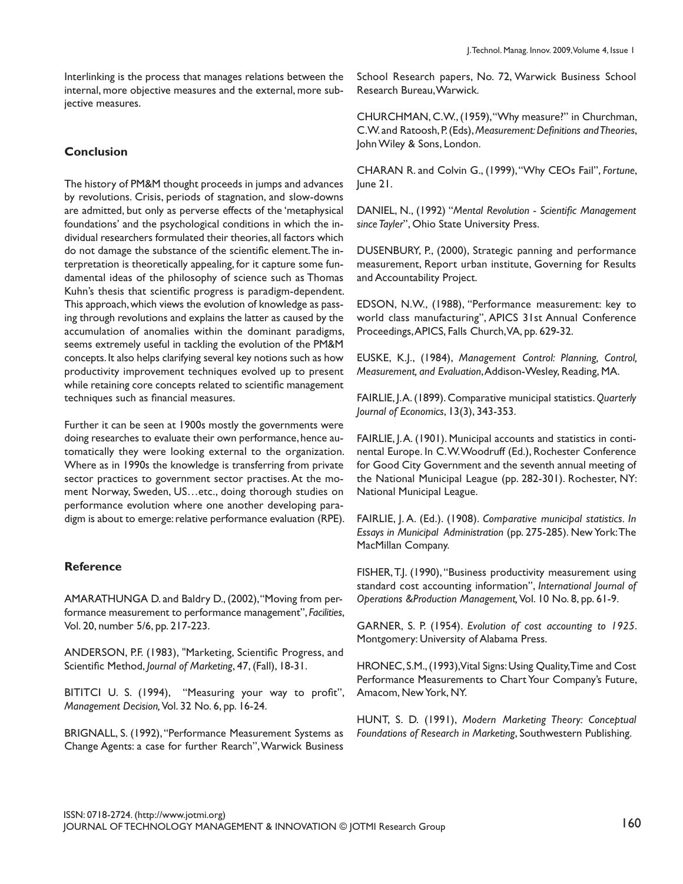Interlinking is the process that manages relations between the internal, more objective measures and the external, more subjective measures.

## Conclusion

The history of PM&M thought proceeds in jumps and advances by revolutions. Crisis, periods of stagnation, and slow-downs are admitted, but only as perverse effects of the 'metaphysical foundations' and the psychological conditions in which the individual researchers formulated their theories, all factors which do not damage the substance of the scientific element. The interpretation is theoretically appealing, for it capture some fundamental ideas of the philosophy of science such as Thomas Kuhn's thesis that scientific progress is paradigm-dependent. This approach, which views the evolution of knowledge as passing through revolutions and explains the latter as caused by the accumulation of anomalies within the dominant paradigms, seems extremely useful in tackling the evolution of the PM&M concepts. It also helps clarifying several key notions such as how productivity improvement techniques evolved up to present while retaining core concepts related to scientific management techniques such as financial measures.

Further it can be seen at 1900s mostly the governments were doing researches to evaluate their own performance, hence automatically they were looking external to the organization. Where as in 1990s the knowledge is transferring from private sector practices to government sector practises. At the moment Norway, Sweden, US…etc., doing thorough studies on performance evolution where one another developing paradigm is about to emerge: relative performance evaluation (RPE).

## Reference

AMARATHUNGA D. and Baldry D., (2002), "Moving from performance measurement to performance management", *Facilities*, Vol. 20, number 5/6, pp. 217-223.

ANDERSON, P.F. (1983), "Marketing, Scientific Progress, and Scientific Method, *Journal of Marketing*, 47, (Fall), 18-31.

BITITCI U. S. (1994), "Measuring your way to profit", *Management Decision,* Vol. 32 No. 6, pp. 16-24.

BRIGNALL, S. (1992), "Performance Measurement Systems as Change Agents: a case for further Rearch", Warwick Business School Research papers, No. 72, Warwick Business School Research Bureau, Warwick.

CHURCHMAN, C.W., (1959), "Why measure?" in Churchman, C.W. and Ratoosh, P. (Eds), *Measurement: Definitions and Theories*, John Wiley & Sons, London.

CHARAN R. and Colvin G., (1999), "Why CEOs Fail", *Fortune*, June 21.

DANIEL, N., (1992) "*Mental Revolution - Scientific Management since Tayler*", Ohio State University Press.

DUSENBURY, P., (2000), Strategic panning and performance measurement, Report urban institute, Governing for Results and Accountability Project.

EDSON, N.W., (1988), "Performance measurement: key to world class manufacturing", APICS 31st Annual Conference Proceedings, APICS, Falls Church, VA, pp. 629-32.

EUSKE, K.J., (1984), *Management Control: Planning, Control, Measurement, and Evaluation*, Addison-Wesley, Reading, MA.

FAIRLIE, J.A. (1899). Comparative municipal statistics. *Quarterly Journal of Economics*, 13(3), 343-353.

FAIRLIE, J.A. (1901). Municipal accounts and statistics in continental Europe. In C.W. Woodruff (Ed.), Rochester Conference for Good City Government and the seventh annual meeting of the National Municipal League (pp. 282-301). Rochester, NY: National Municipal League.

FAIRLIE, J. A. (Ed.). (1908). *Comparative municipal statistics. In Essays in Municipal Administration* (pp. 275-285). New York: The MacMillan Company.

FISHER, T.J. (1990), "Business productivity measurement using standard cost accounting information", *International Journal of Operations &Production Management,* Vol. 10 No. 8, pp. 61-9.

GARNER, S. P. (1954). *Evolution of cost accounting to 1925*. Montgomery: University of Alabama Press.

HRONEC, S.M., (1993), Vital Signs: Using Quality, Time and Cost Performance Measurements to Chart Your Company's Future, Amacom, New York, NY.

HUNT, S. D. (1991), *Modern Marketing Theory: Conceptual Foundations of Research in Marketing*, Southwestern Publishing.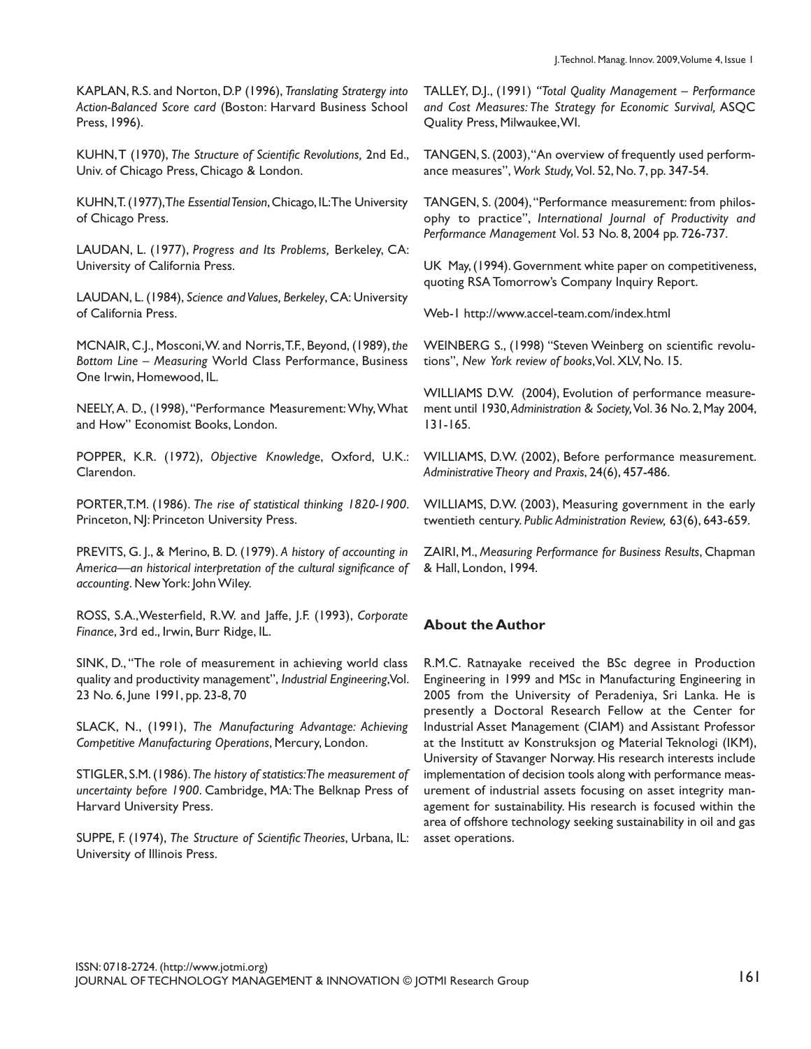KAPLAN, R.S. and Norton, D.P (1996), *Translating Stratergy into Action-Balanced Score card* (Boston: Harvard Business School Press, 1996).

KUHN, T (1970), *The Structure of Scientific Revolutions,* 2nd Ed., Univ. of Chicago Press, Chicago & London.

KUHN, T. (1977), *The Essential Tension*, Chicago, IL: The University of Chicago Press.

LAUDAN, L. (1977), *Progress and Its Problems,* Berkeley, CA: University of California Press.

LAUDAN, L. (1984), *Science and Values, Berkeley*, CA: University of California Press.

MCNAIR, C.J., Mosconi, W. and Norris, T.F., Beyond, (1989), *the Bottom Line – Measuring* World Class Performance, Business One Irwin, Homewood, IL.

NEELY, A. D., (1998), "Performance Measurement: Why, What and How" Economist Books, London.

POPPER, K.R. (1972), *Objective Knowledge*, Oxford, U.K.: Clarendon.

PORTER, T.M. (1986). *The rise of statistical thinking 1820-1900*. Princeton, NJ: Princeton University Press.

PREVITS, G. J., & Merino, B. D. (1979). *A history of accounting in America—an historical interpretation of the cultural significance of accounting*. New York: John Wiley.

ROSS, S.A., Westerfield, R.W. and Jaffe, J.F. (1993), *Corporate Finance*, 3rd ed., Irwin, Burr Ridge, IL.

SINK, D., "The role of measurement in achieving world class quality and productivity management", *Industrial Engineering*, Vol. 23 No. 6, June 1991, pp. 23-8, 70

SLACK, N., (1991), *The Manufacturing Advantage: Achieving Competitive Manufacturing Operations*, Mercury, London.

STIGLER, S.M. (1986). *The history of statistics: The measurement of uncertainty before 1900*. Cambridge, MA: The Belknap Press of Harvard University Press.

SUPPE, F. (1974), *The Structure of Scientific Theories*, Urbana, IL: University of Illinois Press.

TALLEY, D.J., (1991) *"Total Quality Management – Performance and Cost Measures: The Strategy for Economic Survival,* ASQC Quality Press, Milwaukee, WI.

TANGEN, S. (2003), "An overview of frequently used performance measures", *Work Study,* Vol. 52, No. 7, pp. 347-54.

TANGEN, S. (2004), "Performance measurement: from philosophy to practice", *International Journal of Productivity and Performance Management* Vol. 53 No. 8, 2004 pp. 726-737.

UK May, (1994). Government white paper on competitiveness, quoting RSA Tomorrow's Company Inquiry Report.

Web-1 http://www.accel-team.com/index.html

WEINBERG S., (1998) "Steven Weinberg on scientific revolutions", *New York review of books*, Vol. XLV, No. 15.

WILLIAMS D.W. (2004), Evolution of performance measurement until 1930, *Administration & Society,* Vol. 36 No. 2, May 2004, 131-165.

WILLIAMS, D.W. (2002), Before performance measurement. *Administrative Theory and Praxis*, 24(6), 457-486.

WILLIAMS, D.W. (2003), Measuring government in the early twentieth century. *Public Administration Review,* 63(6), 643-659.

ZAIRI, M., *Measuring Performance for Business Results*, Chapman & Hall, London, 1994.

## About the Author

R.M.C. Ratnayake received the BSc degree in Production Engineering in 1999 and MSc in Manufacturing Engineering in 2005 from the University of Peradeniya, Sri Lanka. He is presently a Doctoral Research Fellow at the Center for Industrial Asset Management (CIAM) and Assistant Professor at the Institutt av Konstruksjon og Material Teknologi (IKM), University of Stavanger Norway. His research interests include implementation of decision tools along with performance measurement of industrial assets focusing on asset integrity management for sustainability. His research is focused within the area of offshore technology seeking sustainability in oil and gas asset operations.